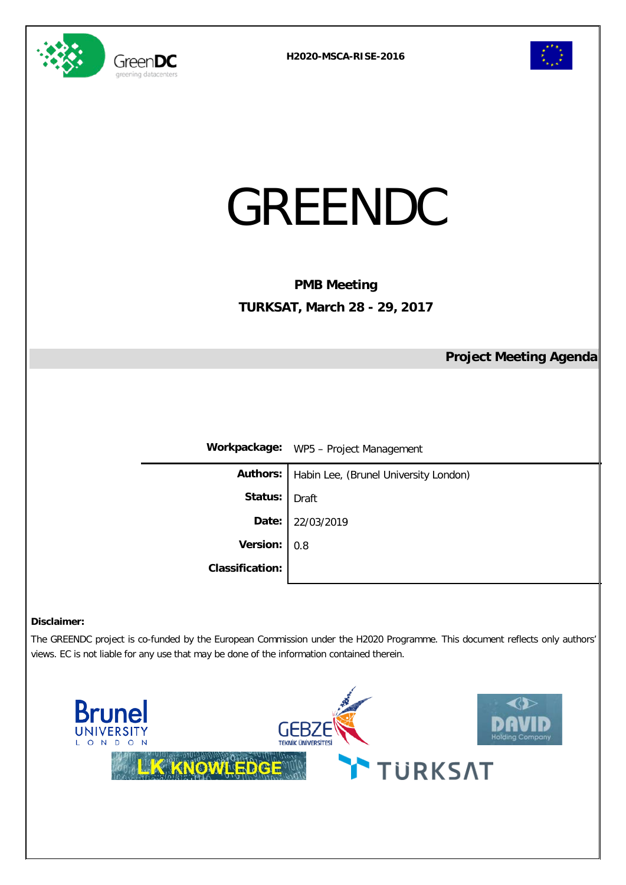H2020-MSCA-RISE-2016

# GREENDC

**PMB Meeting**

**TURKSAT, March 28 - 29, 2017**

## Project Meeting Agenda

| | |
|---|---|
| **Workpackage:** | WP5 – Project Management |
| **Authors:** | Habin Lee, (Brunel University London) |
| **Status:** | Draft |
| **Date:** | 22/03/2019 |
| **Version:** | 0.8 |
| **Classification:** | |

**Disclaimer:**

The GREENDC project is co-funded by the European Commission under the H2020 Programme. This document reflects only authors' views. EC is not liable for any use that may be done of the information contained therein.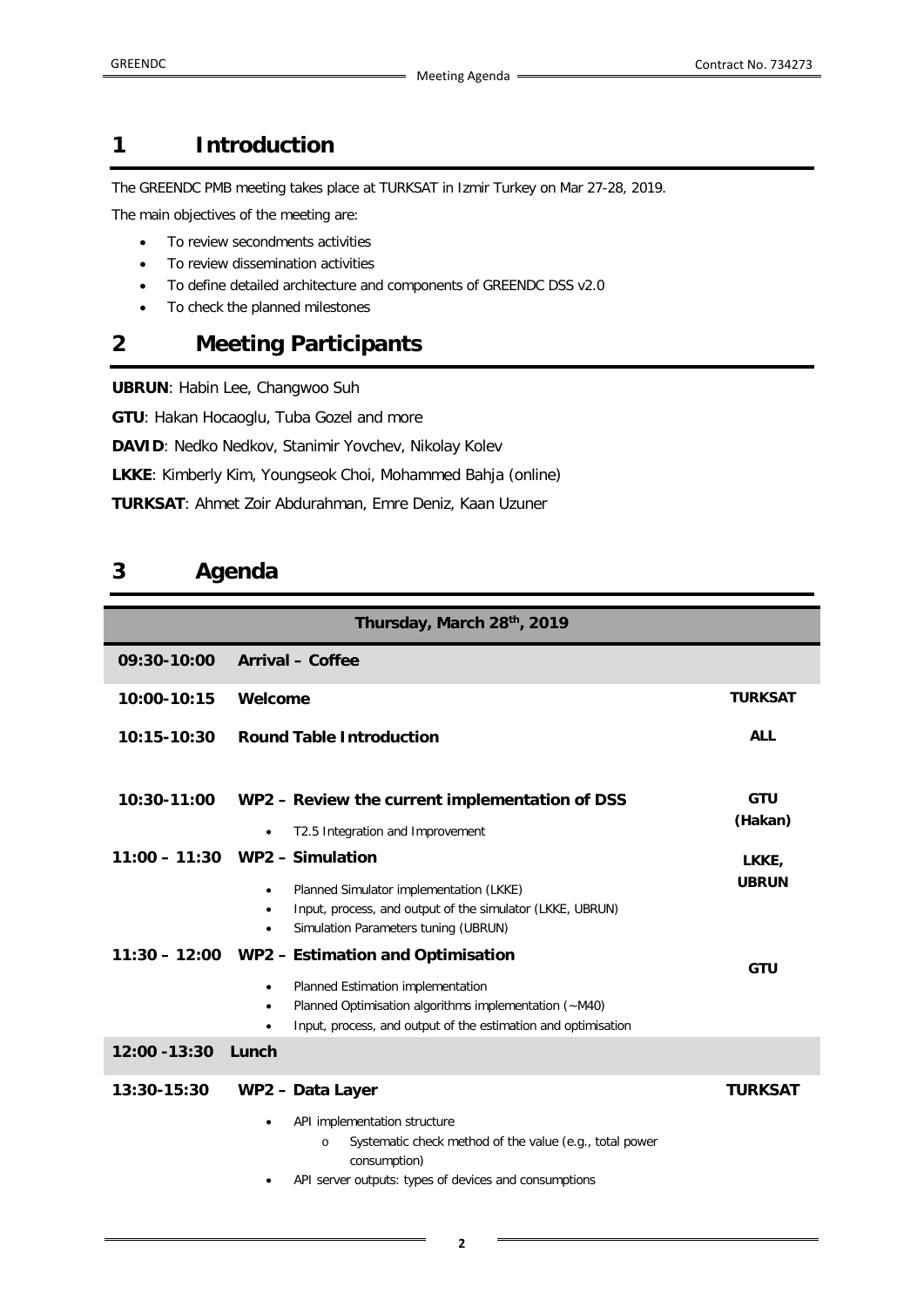# 1 Introduction

The GREENDC PMB meeting takes place at TURKSAT in Izmir Turkey on Mar 27-28, 2019.

The main objectives of the meeting are:

- To review secondments activities
- To review dissemination activities
- To define detailed architecture and components of GREENDC DSS v2.0
- To check the planned milestones

# 2 Meeting Participants

**UBRUN**: Habin Lee, Changwoo Suh

**GTU**: Hakan Hocaoglu, Tuba Gozel and more

**DAVID**: Nedko Nedkov, Stanimir Yovchev, Nikolay Kolev

**LKKE**: Kimberly Kim, Youngseok Choi, Mohammed Bahja (online)

**TURKSAT**: Ahmet Zoir Abdurahman, Emre Deniz, Kaan Uzuner

# 3 Agenda

| Thursday, March 28th, 2019 | | |
|---|---|---|
| **09:30-10:00** | **Arrival – Coffee** | |
| **10:00-10:15** | **Welcome** | **TURKSAT** |
| **10:15-10:30** | **Round Table Introduction** | **ALL** |
| **10:30-11:00** | **WP2 – Review the current implementation of DSS**<br>• T2.5 Integration and Improvement | **GTU (Hakan)** |
| **11:00 – 11:30** | **WP2 – Simulation**<br>• Planned Simulator implementation (LKKE)<br>• Input, process, and output of the simulator (LKKE, UBRUN)<br>• Simulation Parameters tuning (UBRUN) | **LKKE, UBRUN** |
| **11:30 – 12:00** | **WP2 – Estimation and Optimisation**<br>• Planned Estimation implementation<br>• Planned Optimisation algorithms implementation (~M40)<br>• Input, process, and output of the estimation and optimisation | **GTU** |
| **12:00 -13:30** | **Lunch** | |
| **13:30-15:30** | **WP2 – Data Layer**<br>• API implementation structure<br>  o Systematic check method of the value (e.g., total power consumption)<br>• API server outputs: types of devices and consumptions | **TURKSAT** |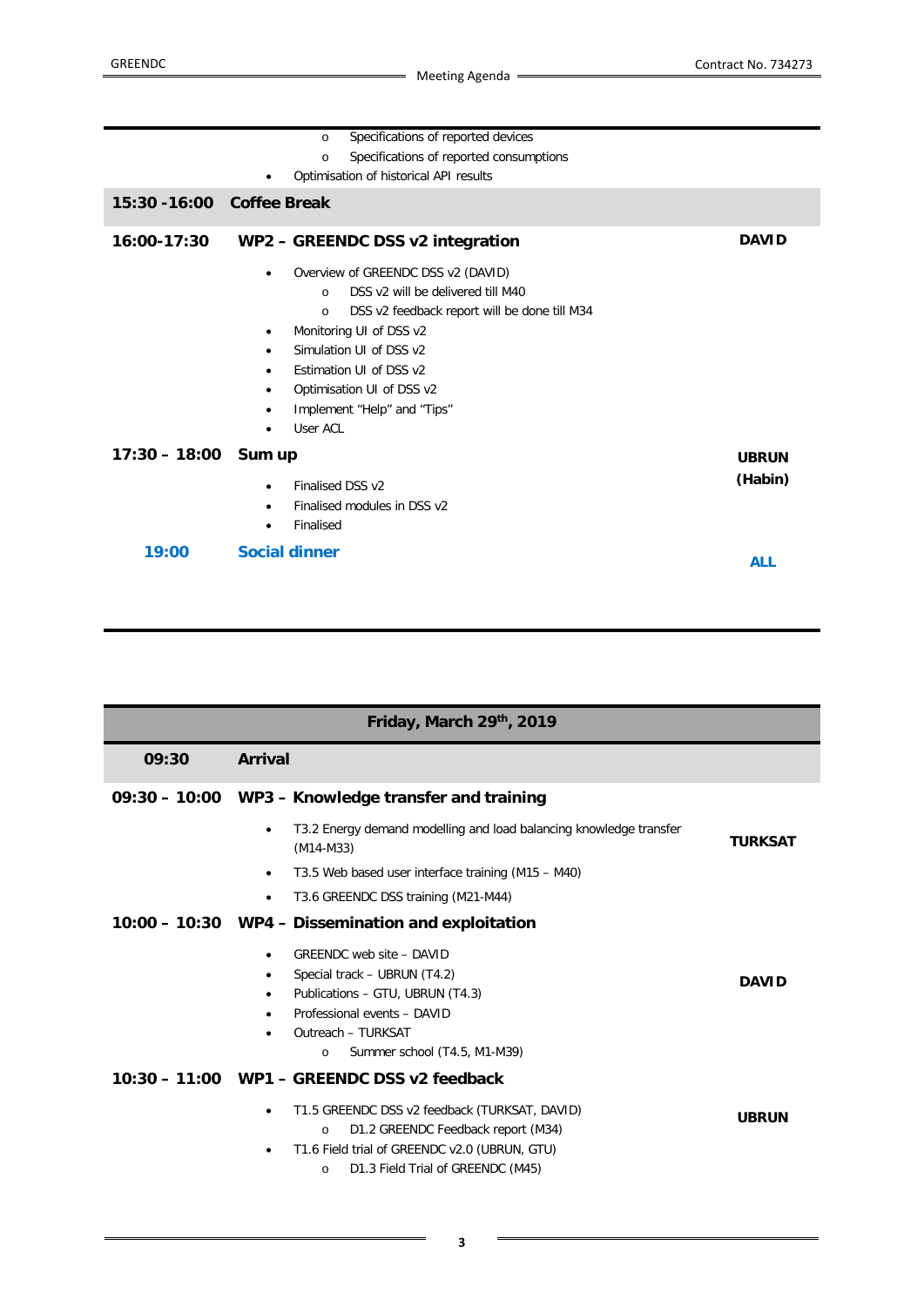| | | |
|---|---|---|
| | <ul><li>Specifications of reported devices</li><li>Specifications of reported consumptions</li></ul>• Optimisation of historical API results | |
| **15:30 -16:00** | **Coffee Break** | |
| **16:00-17:30** | **WP2 – GREENDC DSS v2 integration**<br>• Overview of GREENDC DSS v2 (DAVID)<br>  o DSS v2 will be delivered till M40<br>  o DSS v2 feedback report will be done till M34<br>• Monitoring UI of DSS v2<br>• Simulation UI of DSS v2<br>• Estimation UI of DSS v2<br>• Optimisation UI of DSS v2<br>• Implement "Help" and "Tips"<br>• User ACL | **DAVID** |
| **17:30 – 18:00** | **Sum up**<br>• Finalised DSS v2<br>• Finalised modules in DSS v2<br>• Finalised | **UBRUN (Habin)** |
| **19:00** | **Social dinner** | **ALL** |

| **Friday, March 29th, 2019** | | |
|---|---|---|
| **09:30** | **Arrival** | |
| **09:30 – 10:00** | **WP3 – Knowledge transfer and training**<br>• T3.2 Energy demand modelling and load balancing knowledge transfer (M14-M33)<br>• T3.5 Web based user interface training (M15 – M40)<br>• T3.6 GREENDC DSS training (M21-M44) | **TURKSAT** |
| **10:00 – 10:30** | **WP4 – Dissemination and exploitation**<br>• GREENDC web site – DAVID<br>• Special track – UBRUN (T4.2)<br>• Publications – GTU, UBRUN (T4.3)<br>• Professional events – DAVID<br>• Outreach – TURKSAT<br>  o Summer school (T4.5, M1-M39) | **DAVID** |
| **10:30 – 11:00** | **WP1 – GREENDC DSS v2 feedback**<br>• T1.5 GREENDC DSS v2 feedback (TURKSAT, DAVID)<br>  o D1.2 GREENDC Feedback report (M34)<br>• T1.6 Field trial of GREENDC v2.0 (UBRUN, GTU)<br>  o D1.3 Field Trial of GREENDC (M45) | **UBRUN** |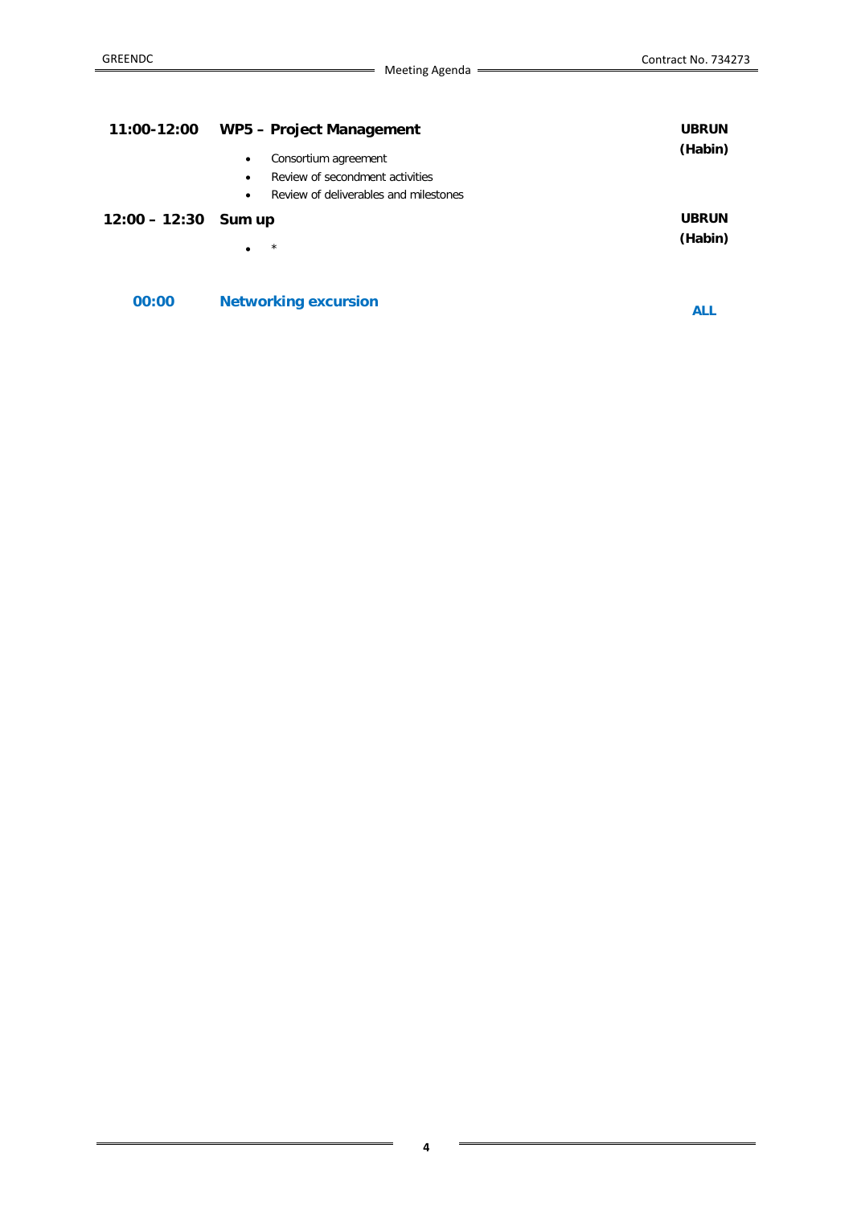| | | |
|---|---|---|
| **11:00-12:00** | **WP5 – Project Management**<br>• Consortium agreement<br>• Review of secondment activities<br>• Review of deliverables and milestones | **UBRUN (Habin)** |
| **12:00 – 12:30** | **Sum up**<br>• * | **UBRUN (Habin)** |
| **00:00** | **Networking excursion** | **ALL** |